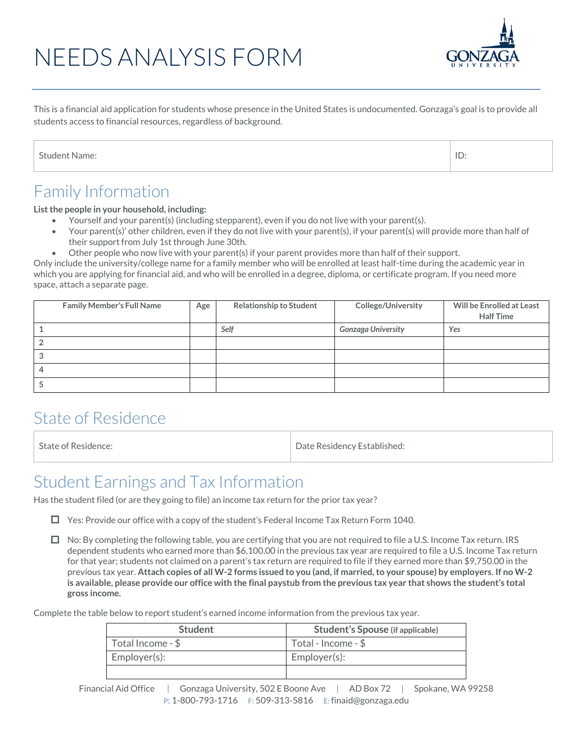# NEEDS ANALYSIS FORM

This is a financial aid application for students whose presence in the United States is undocumented. Gonzaga's goal is to provide all students access to financial resources, regardless of background.

| Student Name: | ID: |
|---|---|

## Family Information

**List the people in your household, including:**

- Yourself and your parent(s) (including stepparent), even if you do not live with your parent(s).
- Your parent(s)' other children, even if they do not live with your parent(s), if your parent(s) will provide more than half of their support from July 1st through June 30th.
- Other people who now live with your parent(s) if your parent provides more than half of their support.

Only include the university/college name for a family member who will be enrolled at least half-time during the academic year in which you are applying for financial aid, and who will be enrolled in a degree, diploma, or certificate program. If you need more space, attach a separate page.

| Family Member's Full Name | Age | Relationship to Student | College/University | Will be Enrolled at Least Half Time |
|---|---|---|---|---|
| 1 | | *Self* | *Gonzaga University* | *Yes* |
| 2 | | | | |
| 3 | | | | |
| 4 | | | | |
| 5 | | | | |

## State of Residence

| State of Residence: | Date Residency Established: |
|---|---|

## Student Earnings and Tax Information

Has the student filed (or are they going to file) an income tax return for the prior tax year?

- ☐ Yes: Provide our office with a copy of the student's Federal Income Tax Return Form 1040.
- ☐ No: By completing the following table, you are certifying that you are not required to file a U.S. Income Tax return. IRS dependent students who earned more than $6,100.00 in the previous tax year are required to file a U.S. Income Tax return for that year; students not claimed on a parent's tax return are required to file if they earned more than $9,750.00 in the previous tax year. **Attach copies of all W-2 forms issued to you (and, if married, to your spouse) by employers**. **If no W-2 is available, please provide our office with the final paystub from the previous tax year that shows the student's total gross income.**

Complete the table below to report student's earned income information from the previous tax year.

| Student | Student's Spouse (if applicable) |
|---|---|
| Total Income - $ | Total - Income - $ |
| Employer(s): | Employer(s): |
| | |

Financial Aid Office | Gonzaga University, 502 E Boone Ave | AD Box 72 | Spokane, WA 99258
P: 1-800-793-1716 F: 509-313-5816 E: finaid@gonzaga.edu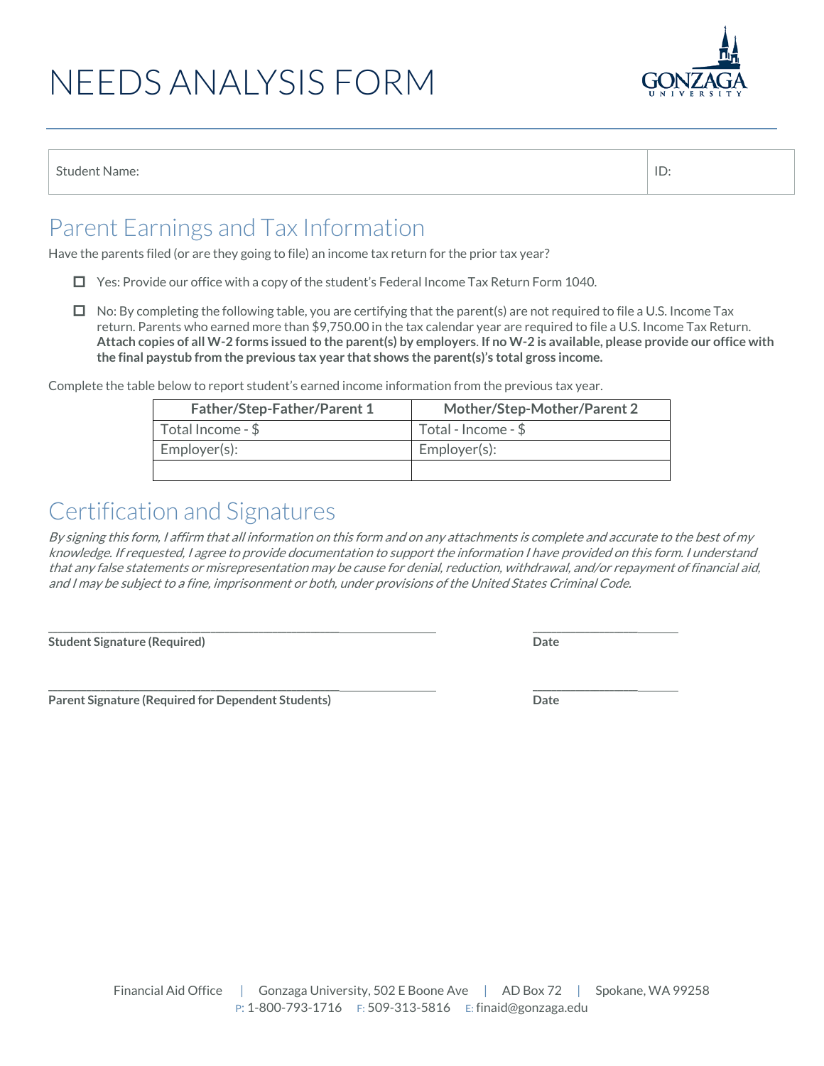# NEEDS ANALYSIS FORM

| Student Name: | ID: |
|---|---|

## Parent Earnings and Tax Information

Have the parents filed (or are they going to file) an income tax return for the prior tax year?

- ☐ Yes: Provide our office with a copy of the student's Federal Income Tax Return Form 1040.
- ☐ No: By completing the following table, you are certifying that the parent(s) are not required to file a U.S. Income Tax return. Parents who earned more than $9,750.00 in the tax calendar year are required to file a U.S. Income Tax Return. **Attach copies of all W-2 forms issued to the parent(s) by employers**. **If no W-2 is available, please provide our office with the final paystub from the previous tax year that shows the parent(s)'s total gross income.**

Complete the table below to report student's earned income information from the previous tax year.

| Father/Step-Father/Parent 1 | Mother/Step-Mother/Parent 2 |
|---|---|
| Total Income - $ | Total - Income - $ |
| Employer(s): | Employer(s): |
| | |

## Certification and Signatures

*By signing this form, I affirm that all information on this form and on any attachments is complete and accurate to the best of my knowledge. If requested, I agree to provide documentation to support the information I have provided on this form. I understand that any false statements or misrepresentation may be cause for denial, reduction, withdrawal, and/or repayment of financial aid, and I may be subject to a fine, imprisonment or both, under provisions of the United States Criminal Code.*

_______________________________________________ &nbsp;&nbsp;&nbsp;&nbsp; ____________________

**Student Signature (Required)** &nbsp;&nbsp;&nbsp;&nbsp; **Date**

_______________________________________________ &nbsp;&nbsp;&nbsp;&nbsp; ____________________

**Parent Signature (Required for Dependent Students)** &nbsp;&nbsp;&nbsp;&nbsp; **Date**

Financial Aid Office | Gonzaga University, 502 E Boone Ave | AD Box 72 | Spokane, WA 99258
P: 1-800-793-1716 F: 509-313-5816 E: finaid@gonzaga.edu